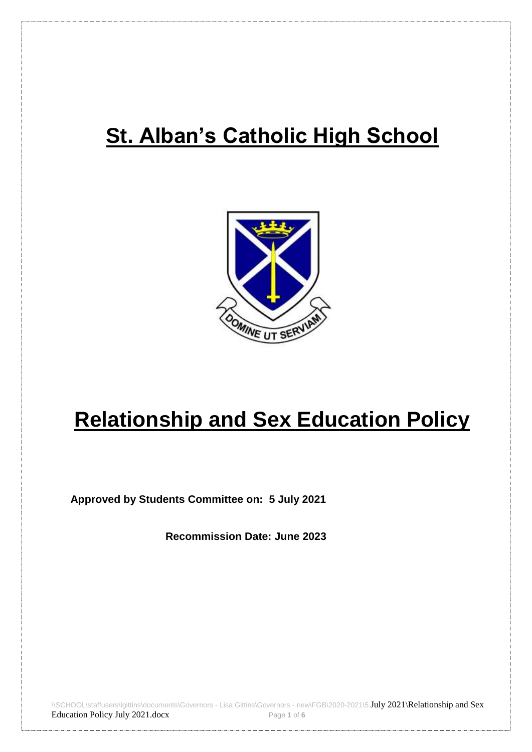# St. Alban's Catholic High School

# Relationship and Sex Education Policy

**Approved by Students Committee on: 5 July 2021**

**Recommission Date: June 2023**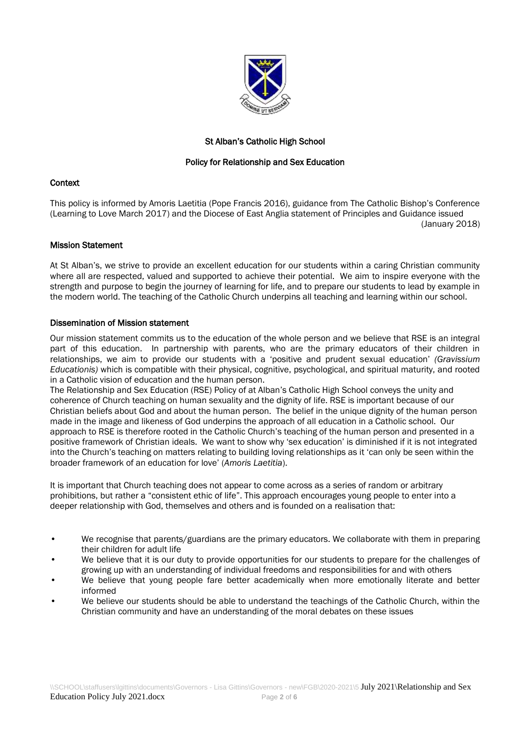St Alban's Catholic High School

Policy for Relationship and Sex Education

## Context

This policy is informed by Amoris Laetitia (Pope Francis 2016), guidance from The Catholic Bishop's Conference (Learning to Love March 2017) and the Diocese of East Anglia statement of Principles and Guidance issued (January 2018)

## Mission Statement

At St Alban's, we strive to provide an excellent education for our students within a caring Christian community where all are respected, valued and supported to achieve their potential. We aim to inspire everyone with the strength and purpose to begin the journey of learning for life, and to prepare our students to lead by example in the modern world. The teaching of the Catholic Church underpins all teaching and learning within our school.

## Dissemination of Mission statement

Our mission statement commits us to the education of the whole person and we believe that RSE is an integral part of this education. In partnership with parents, who are the primary educators of their children in relationships, we aim to provide our students with a 'positive and prudent sexual education' *(Gravissium Educationis)* which is compatible with their physical, cognitive, psychological, and spiritual maturity, and rooted in a Catholic vision of education and the human person.

The Relationship and Sex Education (RSE) Policy of at Alban's Catholic High School conveys the unity and coherence of Church teaching on human sexuality and the dignity of life. RSE is important because of our Christian beliefs about God and about the human person. The belief in the unique dignity of the human person made in the image and likeness of God underpins the approach of all education in a Catholic school. Our approach to RSE is therefore rooted in the Catholic Church's teaching of the human person and presented in a positive framework of Christian ideals. We want to show why 'sex education' is diminished if it is not integrated into the Church's teaching on matters relating to building loving relationships as it 'can only be seen within the broader framework of an education for love' (*Amoris Laetitia*).

It is important that Church teaching does not appear to come across as a series of random or arbitrary prohibitions, but rather a "consistent ethic of life". This approach encourages young people to enter into a deeper relationship with God, themselves and others and is founded on a realisation that:

- We recognise that parents/guardians are the primary educators. We collaborate with them in preparing their children for adult life
- We believe that it is our duty to provide opportunities for our students to prepare for the challenges of growing up with an understanding of individual freedoms and responsibilities for and with others
- We believe that young people fare better academically when more emotionally literate and better informed
- We believe our students should be able to understand the teachings of the Catholic Church, within the Christian community and have an understanding of the moral debates on these issues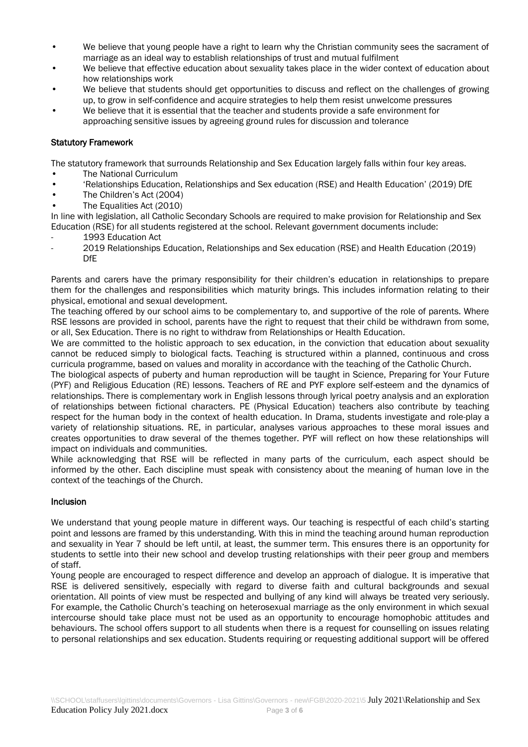- We believe that young people have a right to learn why the Christian community sees the sacrament of marriage as an ideal way to establish relationships of trust and mutual fulfilment
- We believe that effective education about sexuality takes place in the wider context of education about how relationships work
- We believe that students should get opportunities to discuss and reflect on the challenges of growing up, to grow in self-confidence and acquire strategies to help them resist unwelcome pressures
- We believe that it is essential that the teacher and students provide a safe environment for approaching sensitive issues by agreeing ground rules for discussion and tolerance

## Statutory Framework

The statutory framework that surrounds Relationship and Sex Education largely falls within four key areas.

- The National Curriculum
- 'Relationships Education, Relationships and Sex education (RSE) and Health Education' (2019) DfE
- The Children's Act (2004)
- The Equalities Act (2010)

In line with legislation, all Catholic Secondary Schools are required to make provision for Relationship and Sex Education (RSE) for all students registered at the school. Relevant government documents include:

- 1993 Education Act
- 2019 Relationships Education, Relationships and Sex education (RSE) and Health Education (2019) DfE

Parents and carers have the primary responsibility for their children's education in relationships to prepare them for the challenges and responsibilities which maturity brings. This includes information relating to their physical, emotional and sexual development.

The teaching offered by our school aims to be complementary to, and supportive of the role of parents. Where RSE lessons are provided in school, parents have the right to request that their child be withdrawn from some, or all, Sex Education. There is no right to withdraw from Relationships or Health Education.

We are committed to the holistic approach to sex education, in the conviction that education about sexuality cannot be reduced simply to biological facts. Teaching is structured within a planned, continuous and cross curricula programme, based on values and morality in accordance with the teaching of the Catholic Church.

The biological aspects of puberty and human reproduction will be taught in Science, Preparing for Your Future (PYF) and Religious Education (RE) lessons. Teachers of RE and PYF explore self-esteem and the dynamics of relationships. There is complementary work in English lessons through lyrical poetry analysis and an exploration of relationships between fictional characters. PE (Physical Education) teachers also contribute by teaching respect for the human body in the context of health education. In Drama, students investigate and role-play a variety of relationship situations. RE, in particular, analyses various approaches to these moral issues and creates opportunities to draw several of the themes together. PYF will reflect on how these relationships will impact on individuals and communities.

While acknowledging that RSE will be reflected in many parts of the curriculum, each aspect should be informed by the other. Each discipline must speak with consistency about the meaning of human love in the context of the teachings of the Church.

## Inclusion

We understand that young people mature in different ways. Our teaching is respectful of each child's starting point and lessons are framed by this understanding. With this in mind the teaching around human reproduction and sexuality in Year 7 should be left until, at least, the summer term. This ensures there is an opportunity for students to settle into their new school and develop trusting relationships with their peer group and members of staff.

Young people are encouraged to respect difference and develop an approach of dialogue. It is imperative that RSE is delivered sensitively, especially with regard to diverse faith and cultural backgrounds and sexual orientation. All points of view must be respected and bullying of any kind will always be treated very seriously. For example, the Catholic Church's teaching on heterosexual marriage as the only environment in which sexual intercourse should take place must not be used as an opportunity to encourage homophobic attitudes and behaviours. The school offers support to all students when there is a request for counselling on issues relating to personal relationships and sex education. Students requiring or requesting additional support will be offered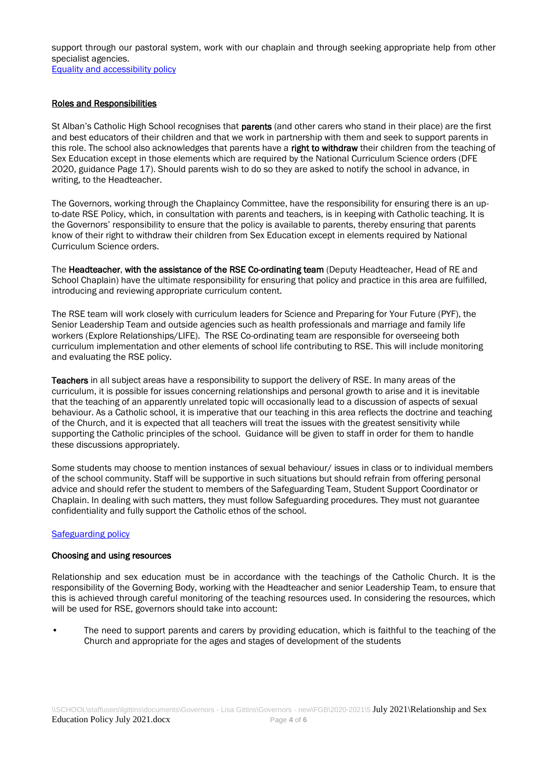support through our pastoral system, work with our chaplain and through seeking appropriate help from other specialist agencies.
[Equality and accessibility policy]

## Roles and Responsibilities

St Alban's Catholic High School recognises that **parents** (and other carers who stand in their place) are the first and best educators of their children and that we work in partnership with them and seek to support parents in this role. The school also acknowledges that parents have a **right to withdraw** their children from the teaching of Sex Education except in those elements which are required by the National Curriculum Science orders (DFE 2020, guidance Page 17). Should parents wish to do so they are asked to notify the school in advance, in writing, to the Headteacher.

The Governors, working through the Chaplaincy Committee, have the responsibility for ensuring there is an up-to-date RSE Policy, which, in consultation with parents and teachers, is in keeping with Catholic teaching. It is the Governors' responsibility to ensure that the policy is available to parents, thereby ensuring that parents know of their right to withdraw their children from Sex Education except in elements required by National Curriculum Science orders.

The **Headteacher, with the assistance of the RSE Co-ordinating team** (Deputy Headteacher, Head of RE and School Chaplain) have the ultimate responsibility for ensuring that policy and practice in this area are fulfilled, introducing and reviewing appropriate curriculum content.

The RSE team will work closely with curriculum leaders for Science and Preparing for Your Future (PYF), the Senior Leadership Team and outside agencies such as health professionals and marriage and family life workers (Explore Relationships/LIFE). The RSE Co-ordinating team are responsible for overseeing both curriculum implementation and other elements of school life contributing to RSE. This will include monitoring and evaluating the RSE policy.

**Teachers** in all subject areas have a responsibility to support the delivery of RSE. In many areas of the curriculum, it is possible for issues concerning relationships and personal growth to arise and it is inevitable that the teaching of an apparently unrelated topic will occasionally lead to a discussion of aspects of sexual behaviour. As a Catholic school, it is imperative that our teaching in this area reflects the doctrine and teaching of the Church, and it is expected that all teachers will treat the issues with the greatest sensitivity while supporting the Catholic principles of the school. Guidance will be given to staff in order for them to handle these discussions appropriately.

Some students may choose to mention instances of sexual behaviour/ issues in class or to individual members of the school community. Staff will be supportive in such situations but should refrain from offering personal advice and should refer the student to members of the Safeguarding Team, Student Support Coordinator or Chaplain. In dealing with such matters, they must follow Safeguarding procedures. They must not guarantee confidentiality and fully support the Catholic ethos of the school.

[Safeguarding policy]

### Choosing and using resources

Relationship and sex education must be in accordance with the teachings of the Catholic Church. It is the responsibility of the Governing Body, working with the Headteacher and senior Leadership Team, to ensure that this is achieved through careful monitoring of the teaching resources used. In considering the resources, which will be used for RSE, governors should take into account:

- The need to support parents and carers by providing education, which is faithful to the teaching of the Church and appropriate for the ages and stages of development of the students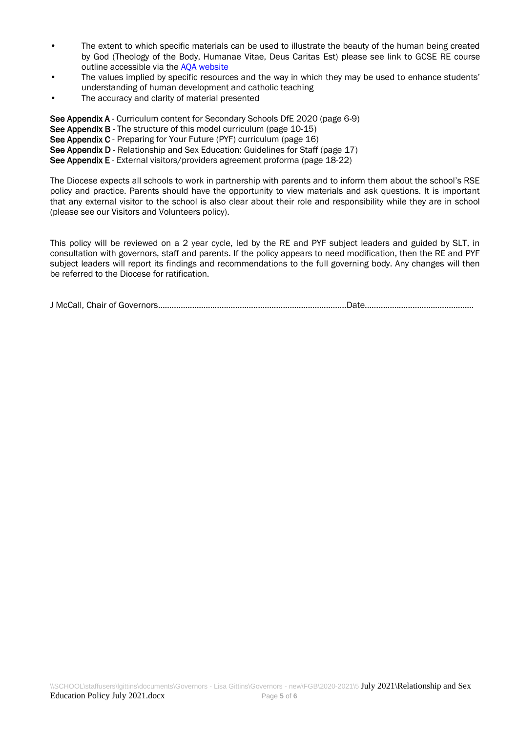- The extent to which specific materials can be used to illustrate the beauty of the human being created by God (Theology of the Body, Humanae Vitae, Deus Caritas Est) please see link to GCSE RE course outline accessible via the AQA website
- The values implied by specific resources and the way in which they may be used to enhance students' understanding of human development and catholic teaching
- The accuracy and clarity of material presented

**See Appendix A** - Curriculum content for Secondary Schools DfE 2020 (page 6-9)
**See Appendix B** - The structure of this model curriculum (page 10-15)
**See Appendix C** - Preparing for Your Future (PYF) curriculum (page 16)
**See Appendix D** - Relationship and Sex Education: Guidelines for Staff (page 17)
**See Appendix E** - External visitors/providers agreement proforma (page 18-22)

The Diocese expects all schools to work in partnership with parents and to inform them about the school's RSE policy and practice. Parents should have the opportunity to view materials and ask questions. It is important that any external visitor to the school is also clear about their role and responsibility while they are in school (please see our Visitors and Volunteers policy).

This policy will be reviewed on a 2 year cycle, led by the RE and PYF subject leaders and guided by SLT, in consultation with governors, staff and parents. If the policy appears to need modification, then the RE and PYF subject leaders will report its findings and recommendations to the full governing body. Any changes will then be referred to the Diocese for ratification.

J McCall, Chair of Governors.....................................................................................Date................................................

\\SCHOOL\staffusers\lgittins\documents\Governors - Lisa Gittins\Governors - new\FGB\2020-2021\5 July 2021\Relationship and Sex Education Policy July 2021.docx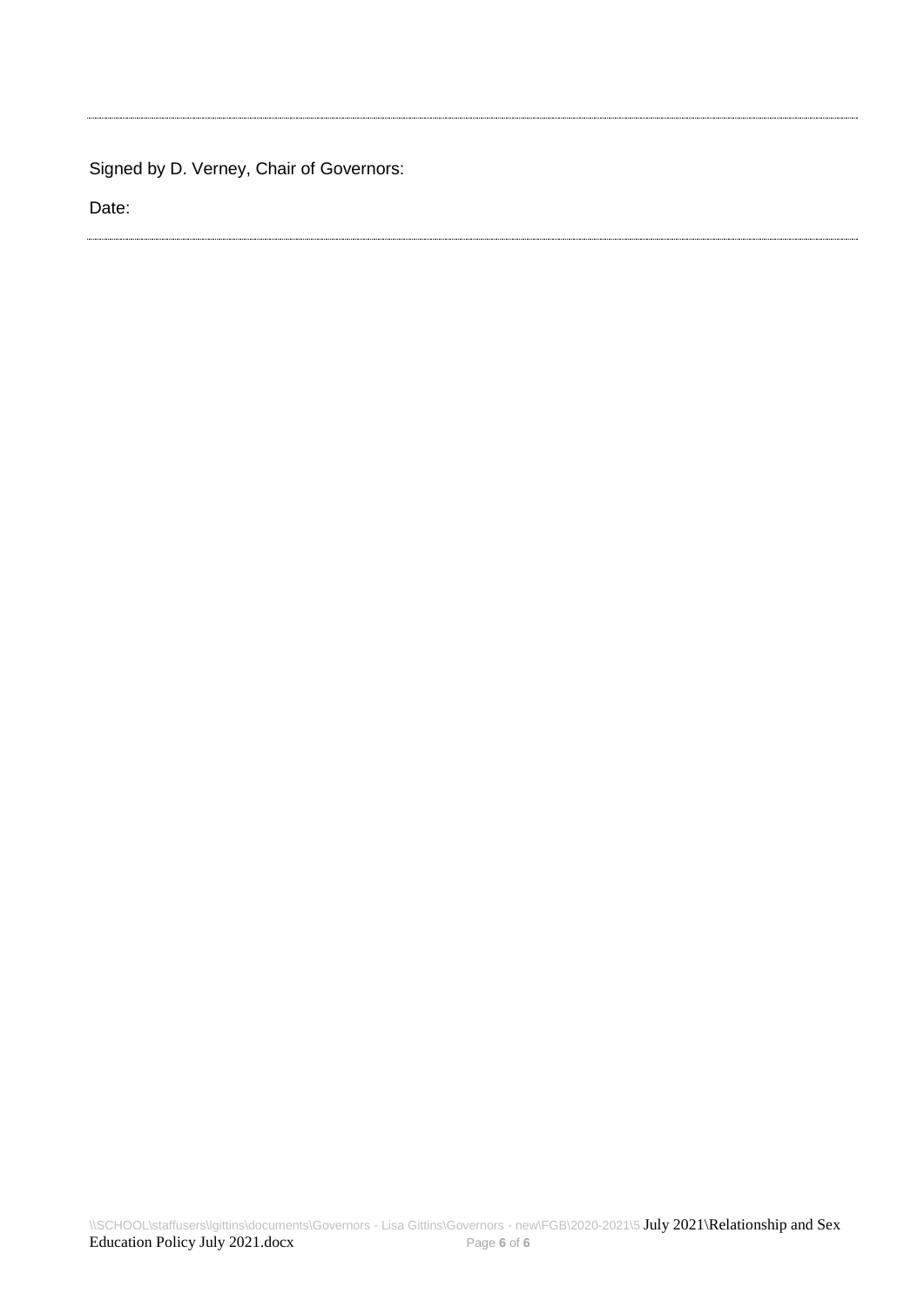Signed by D. Verney, Chair of Governors:

Date: